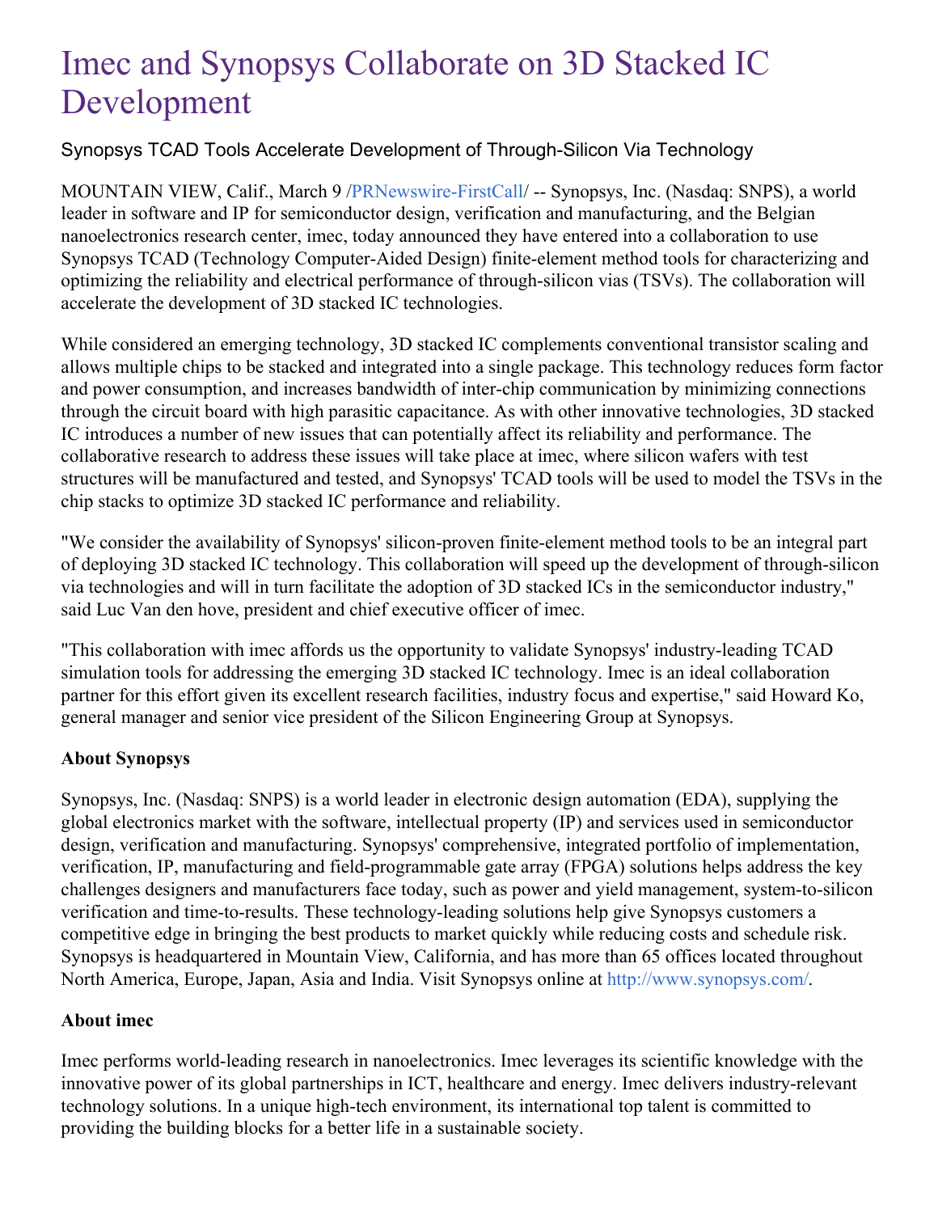# Imec and Synopsys Collaborate on 3D Stacked IC Development

## Synopsys TCAD Tools Accelerate Development of Through-Silicon Via Technology

MOUNTAIN VIEW, Calif., March 9 /PRNewswire-FirstCall/ -- Synopsys, Inc. (Nasdaq: SNPS), a world leader in software and IP for semiconductor design, verification and manufacturing, and the Belgian nanoelectronics research center, imec, today announced they have entered into a collaboration to use Synopsys TCAD (Technology Computer-Aided Design) finite-element method tools for characterizing and optimizing the reliability and electrical performance of through-silicon vias (TSVs). The collaboration will accelerate the development of 3D stacked IC technologies.

While considered an emerging technology, 3D stacked IC complements conventional transistor scaling and allows multiple chips to be stacked and integrated into a single package. This technology reduces form factor and power consumption, and increases bandwidth of inter-chip communication by minimizing connections through the circuit board with high parasitic capacitance. As with other innovative technologies, 3D stacked IC introduces a number of new issues that can potentially affect its reliability and performance. The collaborative research to address these issues will take place at imec, where silicon wafers with test structures will be manufactured and tested, and Synopsys' TCAD tools will be used to model the TSVs in the chip stacks to optimize 3D stacked IC performance and reliability.

"We consider the availability of Synopsys' silicon-proven finite-element method tools to be an integral part of deploying 3D stacked IC technology. This collaboration will speed up the development of through-silicon via technologies and will in turn facilitate the adoption of 3D stacked ICs in the semiconductor industry," said Luc Van den hove, president and chief executive officer of imec.

"This collaboration with imec affords us the opportunity to validate Synopsys' industry-leading TCAD simulation tools for addressing the emerging 3D stacked IC technology. Imec is an ideal collaboration partner for this effort given its excellent research facilities, industry focus and expertise," said Howard Ko, general manager and senior vice president of the Silicon Engineering Group at Synopsys.

**About Synopsys**

Synopsys, Inc. (Nasdaq: SNPS) is a world leader in electronic design automation (EDA), supplying the global electronics market with the software, intellectual property (IP) and services used in semiconductor design, verification and manufacturing. Synopsys' comprehensive, integrated portfolio of implementation, verification, IP, manufacturing and field-programmable gate array (FPGA) solutions helps address the key challenges designers and manufacturers face today, such as power and yield management, system-to-silicon verification and time-to-results. These technology-leading solutions help give Synopsys customers a competitive edge in bringing the best products to market quickly while reducing costs and schedule risk. Synopsys is headquartered in Mountain View, California, and has more than 65 offices located throughout North America, Europe, Japan, Asia and India. Visit Synopsys online at http://www.synopsys.com/.

**About imec**

Imec performs world-leading research in nanoelectronics. Imec leverages its scientific knowledge with the innovative power of its global partnerships in ICT, healthcare and energy. Imec delivers industry-relevant technology solutions. In a unique high-tech environment, its international top talent is committed to providing the building blocks for a better life in a sustainable society.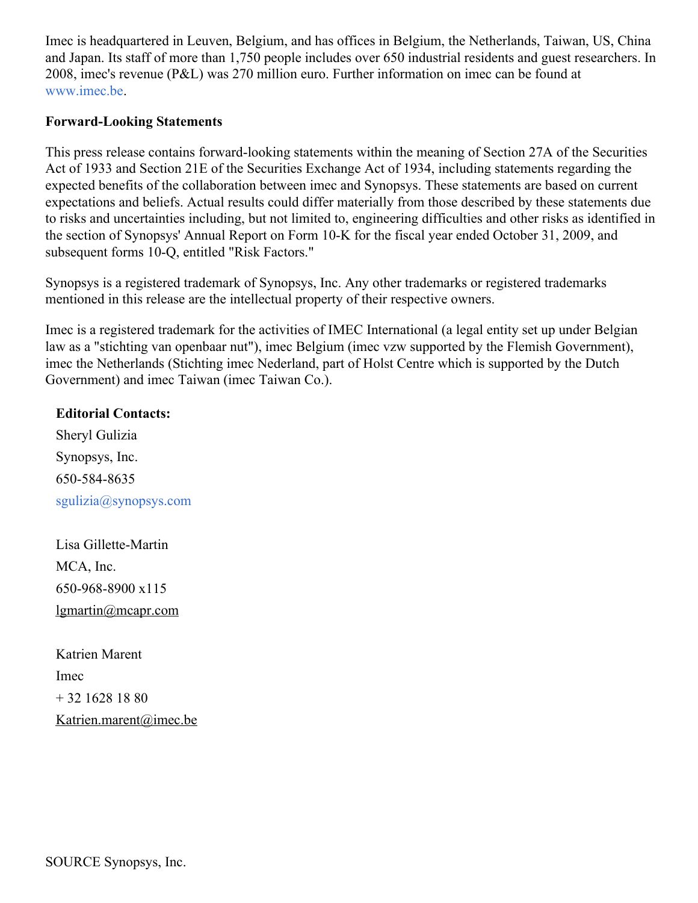Imec is headquartered in Leuven, Belgium, and has offices in Belgium, the Netherlands, Taiwan, US, China and Japan. Its staff of more than 1,750 people includes over 650 industrial residents and guest researchers. In 2008, imec's revenue (P&L) was 270 million euro. Further information on imec can be found at www.imec.be.

**Forward-Looking Statements**

This press release contains forward-looking statements within the meaning of Section 27A of the Securities Act of 1933 and Section 21E of the Securities Exchange Act of 1934, including statements regarding the expected benefits of the collaboration between imec and Synopsys. These statements are based on current expectations and beliefs. Actual results could differ materially from those described by these statements due to risks and uncertainties including, but not limited to, engineering difficulties and other risks as identified in the section of Synopsys' Annual Report on Form 10-K for the fiscal year ended October 31, 2009, and subsequent forms 10-Q, entitled "Risk Factors."

Synopsys is a registered trademark of Synopsys, Inc. Any other trademarks or registered trademarks mentioned in this release are the intellectual property of their respective owners.

Imec is a registered trademark for the activities of IMEC International (a legal entity set up under Belgian law as a "stichting van openbaar nut"), imec Belgium (imec vzw supported by the Flemish Government), imec the Netherlands (Stichting imec Nederland, part of Holst Centre which is supported by the Dutch Government) and imec Taiwan (imec Taiwan Co.).

**Editorial Contacts:**

Sheryl Gulizia
Synopsys, Inc.
650-584-8635
sgulizia@synopsys.com

Lisa Gillette-Martin
MCA, Inc.
650-968-8900 x115
lgmartin@mcapr.com

Katrien Marent
Imec
+ 32 1628 18 80
Katrien.marent@imec.be

SOURCE Synopsys, Inc.